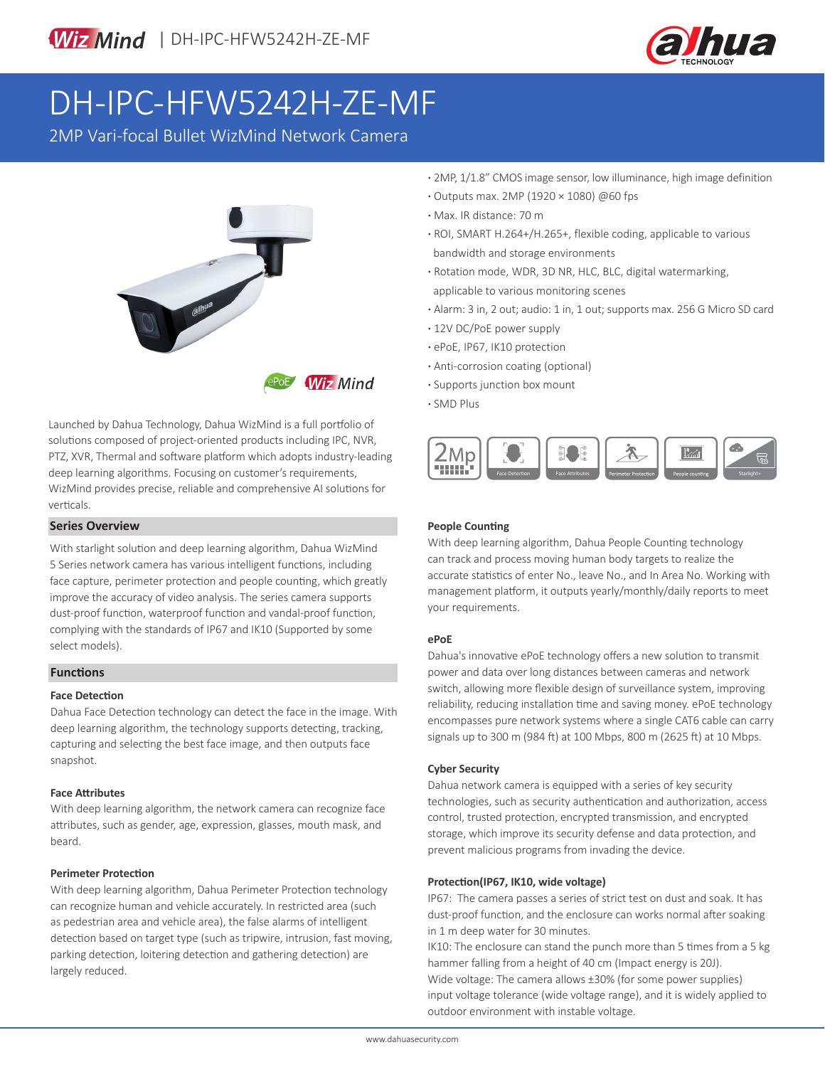# DH-IPC-HFW5242H-ZE-MF

2MP Vari-focal Bullet WizMind Network Camera

- 2MP, 1/1.8" CMOS image sensor, low illuminance, high image definition
- Outputs max. 2MP (1920 × 1080) @60 fps
- Max. IR distance: 70 m
- ROI, SMART H.264+/H.265+, flexible coding, applicable to various bandwidth and storage environments
- Rotation mode, WDR, 3D NR, HLC, BLC, digital watermarking, applicable to various monitoring scenes
- Alarm: 3 in, 2 out; audio: 1 in, 1 out; supports max. 256 G Micro SD card
- 12V DC/PoE power supply
- ePoE, IP67, IK10 protection
- Anti-corrosion coating (optional)
- Supports junction box mount
- SMD Plus

2MP | Face Detection | Face Attributes | Perimeter Protection | People counting | Starlight+

Launched by Dahua Technology, Dahua WizMind is a full portfolio of solutions composed of project-oriented products including IPC, NVR, PTZ, XVR, Thermal and software platform which adopts industry-leading deep learning algorithms. Focusing on customer's requirements, WizMind provides precise, reliable and comprehensive AI solutions for verticals.

## Series Overview

With starlight solution and deep learning algorithm, Dahua WizMind 5 Series network camera has various intelligent functions, including face capture, perimeter protection and people counting, which greatly improve the accuracy of video analysis. The series camera supports dust-proof function, waterproof function and vandal-proof function, complying with the standards of IP67 and IK10 (Supported by some select models).

## Functions

### Face Detection

Dahua Face Detection technology can detect the face in the image. With deep learning algorithm, the technology supports detecting, tracking, capturing and selecting the best face image, and then outputs face snapshot.

### Face Attributes

With deep learning algorithm, the network camera can recognize face attributes, such as gender, age, expression, glasses, mouth mask, and beard.

### Perimeter Protection

With deep learning algorithm, Dahua Perimeter Protection technology can recognize human and vehicle accurately. In restricted area (such as pedestrian area and vehicle area), the false alarms of intelligent detection based on target type (such as tripwire, intrusion, fast moving, parking detection, loitering detection and gathering detection) are largely reduced.

### People Counting

With deep learning algorithm, Dahua People Counting technology can track and process moving human body targets to realize the accurate statistics of enter No., leave No., and In Area No. Working with management platform, it outputs yearly/monthly/daily reports to meet your requirements.

### ePoE

Dahua's innovative ePoE technology offers a new solution to transmit power and data over long distances between cameras and network switch, allowing more flexible design of surveillance system, improving reliability, reducing installation time and saving money. ePoE technology encompasses pure network systems where a single CAT6 cable can carry signals up to 300 m (984 ft) at 100 Mbps, 800 m (2625 ft) at 10 Mbps.

### Cyber Security

Dahua network camera is equipped with a series of key security technologies, such as security authentication and authorization, access control, trusted protection, encrypted transmission, and encrypted storage, which improve its security defense and data protection, and prevent malicious programs from invading the device.

### Protection(IP67, IK10, wide voltage)

IP67: The camera passes a series of strict test on dust and soak. It has dust-proof function, and the enclosure can works normal after soaking in 1 m deep water for 30 minutes.

IK10: The enclosure can stand the punch more than 5 times from a 5 kg hammer falling from a height of 40 cm (Impact energy is 20J).

Wide voltage: The camera allows ±30% (for some power supplies) input voltage tolerance (wide voltage range), and it is widely applied to outdoor environment with instable voltage.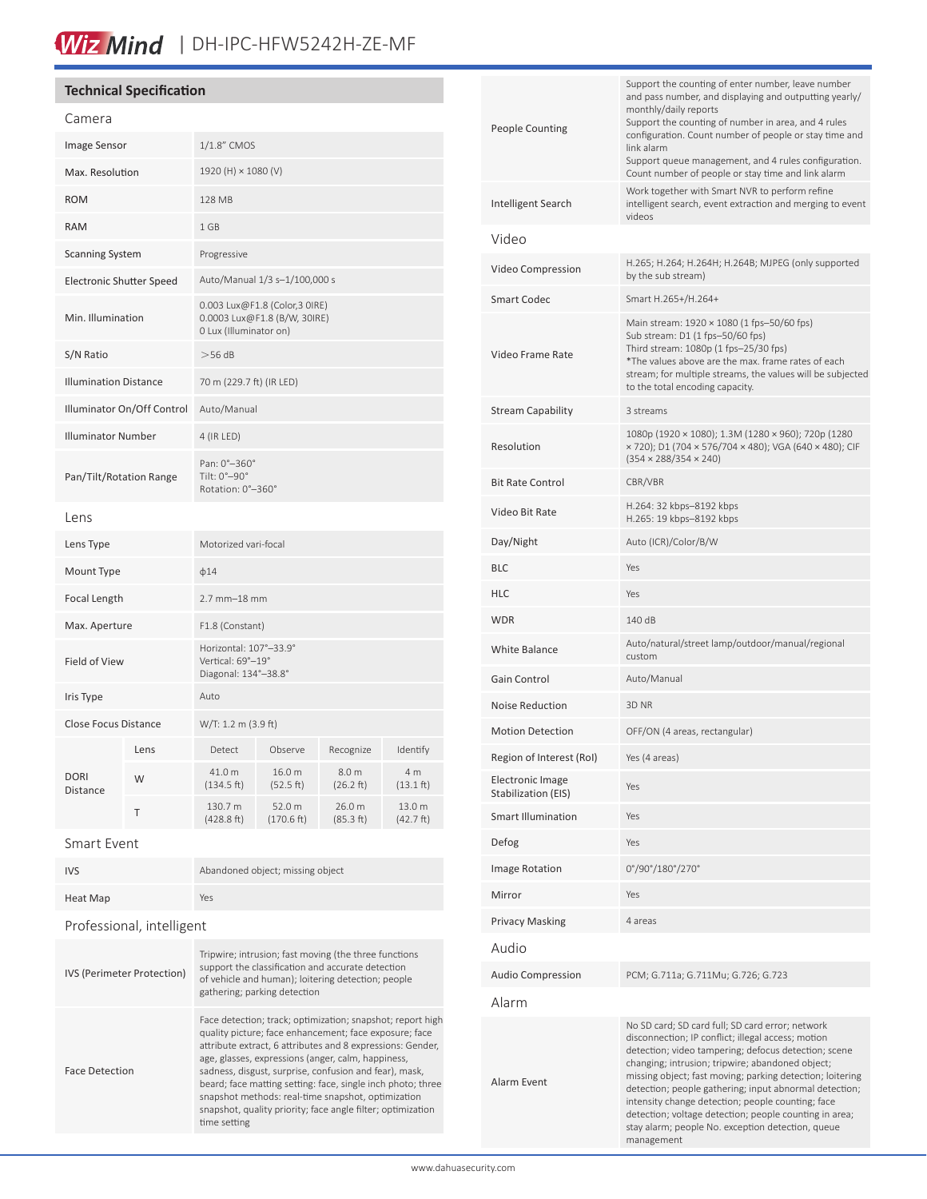## Technical Specification

### Camera

| | |
|---|---|
| Image Sensor | 1/1.8" CMOS |
| Max. Resolution | 1920 (H) × 1080 (V) |
| ROM | 128 MB |
| RAM | 1 GB |
| Scanning System | Progressive |
| Electronic Shutter Speed | Auto/Manual 1/3 s–1/100,000 s |
| Min. Illumination | 0.003 Lux@F1.8 (Color,3 0IRE)<br>0.0003 Lux@F1.8 (B/W, 30IRE)<br>0 Lux (Illuminator on) |
| S/N Ratio | >56 dB |
| Illumination Distance | 70 m (229.7 ft) (IR LED) |
| Illuminator On/Off Control | Auto/Manual |
| Illuminator Number | 4 (IR LED) |
| Pan/Tilt/Rotation Range | Pan: 0°–360°<br>Tilt: 0°–90°<br>Rotation: 0°–360° |

### Lens

| | |
|---|---|
| Lens Type | Motorized vari-focal |
| Mount Type | ϕ14 |
| Focal Length | 2.7 mm–18 mm |
| Max. Aperture | F1.8 (Constant) |
| Field of View | Horizontal: 107°–33.9°<br>Vertical: 69°–19°<br>Diagonal: 134°–38.8° |
| Iris Type | Auto |
| Close Focus Distance | W/T: 1.2 m (3.9 ft) |

| | Lens | Detect | Observe | Recognize | Identify |
|---|---|---|---|---|---|
| DORI Distance | W | 41.0 m (134.5 ft) | 16.0 m (52.5 ft) | 8.0 m (26.2 ft) | 4 m (13.1 ft) |
| | T | 130.7 m (428.8 ft) | 52.0 m (170.6 ft) | 26.0 m (85.3 ft) | 13.0 m (42.7 ft) |

### Smart Event

| | |
|---|---|
| IVS | Abandoned object; missing object |
| Heat Map | Yes |

### Professional, intelligent

| | |
|---|---|
| IVS (Perimeter Protection) | Tripwire; intrusion; fast moving (the three functions support the classification and accurate detection of vehicle and human); loitering detection; people gathering; parking detection |
| Face Detection | Face detection; track; optimization; snapshot; report high quality picture; face enhancement; face exposure; face attribute extract, 6 attributes and 8 expressions: Gender, age, glasses, expressions (anger, calm, happiness, sadness, disgust, surprise, confusion and fear), mask, beard; face matting setting: face, single inch photo; three snapshot methods: real-time snapshot, optimization snapshot, quality priority; face angle filter; optimization time setting |
| People Counting | Support the counting of enter number, leave number and pass number, and displaying and outputting yearly/monthly/daily reports<br>Support the counting of number in area, and 4 rules configuration. Count number of people or stay time and link alarm<br>Support queue management, and 4 rules configuration. Count number of people or stay time and link alarm |
| Intelligent Search | Work together with Smart NVR to perform refine intelligent search, event extraction and merging to event videos |

### Video

| | |
|---|---|
| Video Compression | H.265; H.264; H.264H; H.264B; MJPEG (only supported by the sub stream) |
| Smart Codec | Smart H.265+/H.264+ |
| Video Frame Rate | Main stream: 1920 × 1080 (1 fps–50/60 fps)<br>Sub stream: D1 (1 fps–50/60 fps)<br>Third stream: 1080p (1 fps–25/30 fps)<br>*The values above are the max. frame rates of each stream; for multiple streams, the values will be subjected to the total encoding capacity. |
| Stream Capability | 3 streams |
| Resolution | 1080p (1920 × 1080); 1.3M (1280 × 960); 720p (1280 × 720); D1 (704 × 576/704 × 480); VGA (640 × 480); CIF (354 × 288/354 × 240) |
| Bit Rate Control | CBR/VBR |
| Video Bit Rate | H.264: 32 kbps–8192 kbps<br>H.265: 19 kbps–8192 kbps |
| Day/Night | Auto (ICR)/Color/B/W |
| BLC | Yes |
| HLC | Yes |
| WDR | 140 dB |
| White Balance | Auto/natural/street lamp/outdoor/manual/regional custom |
| Gain Control | Auto/Manual |
| Noise Reduction | 3D NR |
| Motion Detection | OFF/ON (4 areas, rectangular) |
| Region of Interest (RoI) | Yes (4 areas) |
| Electronic Image Stabilization (EIS) | Yes |
| Smart Illumination | Yes |
| Defog | Yes |
| Image Rotation | 0°/90°/180°/270° |
| Mirror | Yes |
| Privacy Masking | 4 areas |

### Audio

| | |
|---|---|
| Audio Compression | PCM; G.711a; G.711Mu; G.726; G.723 |

### Alarm

| | |
|---|---|
| Alarm Event | No SD card; SD card full; SD card error; network disconnection; IP conflict; illegal access; motion detection; video tampering; defocus detection; scene changing; intrusion; tripwire; abandoned object; missing object; fast moving; parking detection; loitering detection; people gathering; input abnormal detection; intensity change detection; people counting; face detection; voltage detection; people counting in area; stay alarm; people No. exception detection, queue management |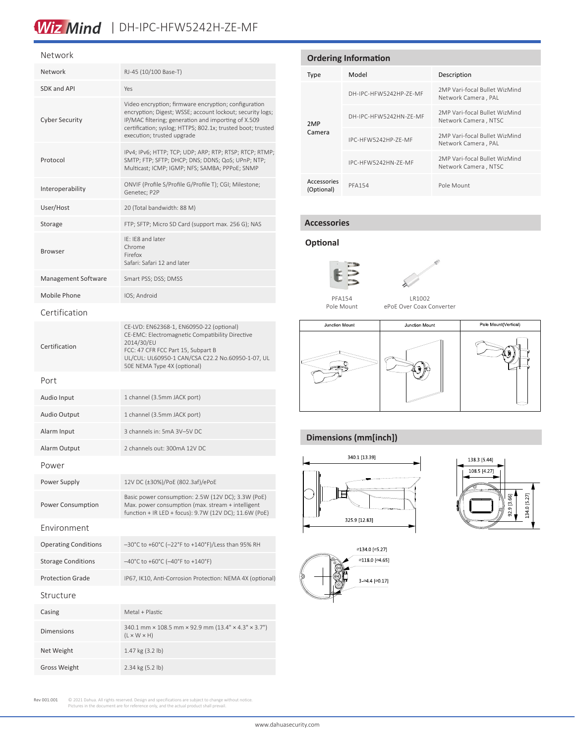# WizMind | DH-IPC-HFW5242H-ZE-MF

## Network

| | |
|---|---|
| Network | RJ-45 (10/100 Base-T) |
| SDK and API | Yes |
| Cyber Security | Video encryption; firmware encryption; configuration encryption; Digest; WSSE; account lockout; security logs; IP/MAC filtering; generation and importing of X.509 certification; syslog; HTTPS; 802.1x; trusted boot; trusted execution; trusted upgrade |
| Protocol | IPv4; IPv6; HTTP; TCP; UDP; ARP; RTP; RTSP; RTCP; RTMP; SMTP; FTP; SFTP; DHCP; DNS; DDNS; QoS; UPnP; NTP; Multicast; ICMP; IGMP; NFS; SAMBA; PPPoE; SNMP |
| Interoperability | ONVIF (Profile S/Profile G/Profile T); CGI; Milestone; Genetec; P2P |
| User/Host | 20 (Total bandwidth: 88 M) |
| Storage | FTP; SFTP; Micro SD Card (support max. 256 G); NAS |
| Browser | IE: IE8 and later<br>Chrome<br>Firefox<br>Safari: Safari 12 and later |
| Management Software | Smart PSS; DSS; DMSS |
| Mobile Phone | IOS; Android |

## Certification

| | |
|---|---|
| Certification | CE-LVD: EN62368-1, EN60950-22 (optional)<br>CE-EMC: Electromagnetic Compatibility Directive 2014/30/EU<br>FCC: 47 CFR FCC Part 15, Subpart B<br>UL/CUL: UL60950-1 CAN/CSA C22.2 No.60950-1-07, UL 50E NEMA Type 4X (optional) |

## Port

| | |
|---|---|
| Audio Input | 1 channel (3.5mm JACK port) |
| Audio Output | 1 channel (3.5mm JACK port) |
| Alarm Input | 3 channels in: 5mA 3V–5V DC |
| Alarm Output | 2 channels out: 300mA 12V DC |

## Power

| | |
|---|---|
| Power Supply | 12V DC (±30%)/PoE (802.3af)/ePoE |
| Power Consumption | Basic power consumption: 2.5W (12V DC); 3.3W (PoE)<br>Max. power consumption (max. stream + intelligent function + IR LED + focus): 9.7W (12V DC); 11.6W (PoE) |

## Environment

| | |
|---|---|
| Operating Conditions | –30°C to +60°C (–22°F to +140°F)/Less than 95% RH |
| Storage Conditions | –40°C to +60°C (–40°F to +140°F) |
| Protection Grade | IP67, IK10, Anti-Corrosion Protection: NEMA 4X (optional) |

## Structure

| | |
|---|---|
| Casing | Metal + Plastic |
| Dimensions | 340.1 mm × 108.5 mm × 92.9 mm (13.4" × 4.3" × 3.7") (L × W × H) |
| Net Weight | 1.47 kg (3.2 lb) |
| Gross Weight | 2.34 kg (5.2 lb) |

## Ordering Information

| Type | Model | Description |
|---|---|---|
| 2MP Camera | DH-IPC-HFW5242HP-ZE-MF | 2MP Vari-focal Bullet WizMind Network Camera , PAL |
| | DH-IPC-HFW5242HN-ZE-MF | 2MP Vari-focal Bullet WizMind Network Camera , NTSC |
| | IPC-HFW5242HP-ZE-MF | 2MP Vari-focal Bullet WizMind Network Camera , PAL |
| | IPC-HFW5242HN-ZE-MF | 2MP Vari-focal Bullet WizMind Network Camera , NTSC |
| Accessories (Optional) | PFA154 | Pole Mount |

## Accessories

### Optional

PFA154
Pole Mount

LR1002
ePoE Over Coax Converter

Junction Mount

Junction Mount

Pole Mount(Vertical)

## Dimensions (mm[inch])

340.1 [13.39]

325.9 [12.83]

138.3 [5.44]

108.5 [4.27]

92.9 [3.66]

134.0 [5.27]

⌀134.0 [⌀5.27]

⌀118.0 [⌀4.65]

3-⌀4.4 [⌀0.17]

Rev 001.001 © 2021 Dahua. All rights reserved. Design and specifications are subject to change without notice. Pictures in the document are for reference only, and the actual product shall prevail.

www.dahuasecurity.com